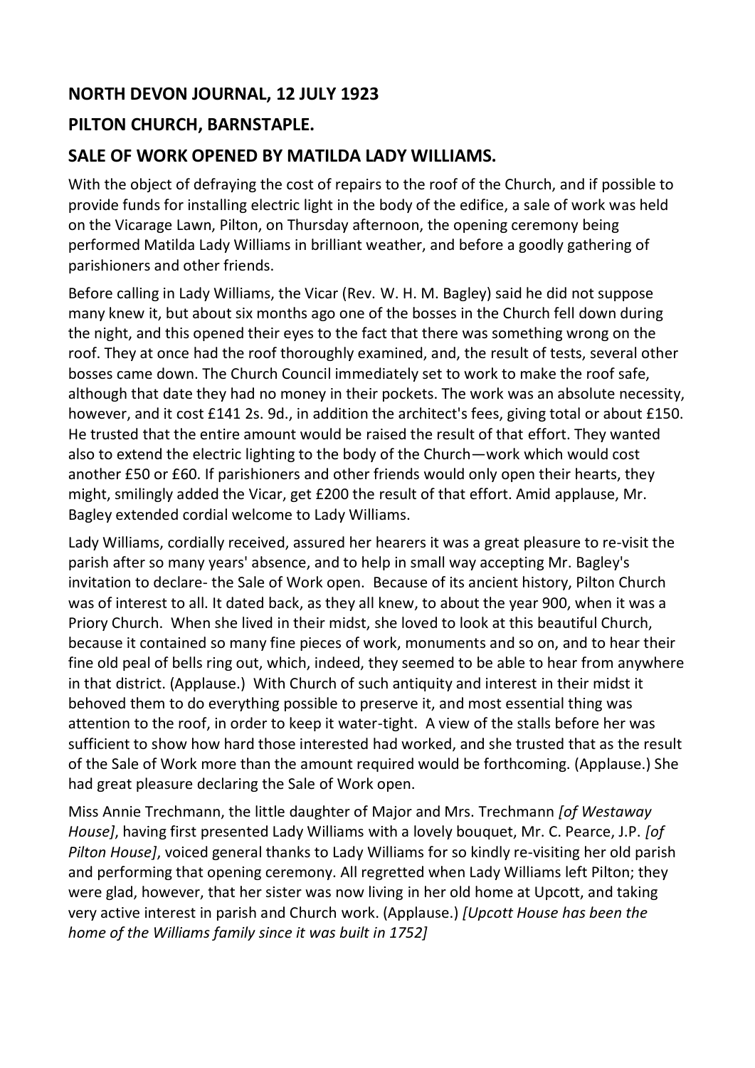## NORTH DEVON JOURNAL, 12 JULY 1923

## PILTON CHURCH, BARNSTAPLE.

## SALE OF WORK OPENED BY MATILDA LADY WILLIAMS.

With the object of defraying the cost of repairs to the roof of the Church, and if possible to provide funds for installing electric light in the body of the edifice, a sale of work was held on the Vicarage Lawn, Pilton, on Thursday afternoon, the opening ceremony being performed Matilda Lady Williams in brilliant weather, and before a goodly gathering of parishioners and other friends.

Before calling in Lady Williams, the Vicar (Rev. W. H. M. Bagley) said he did not suppose many knew it, but about six months ago one of the bosses in the Church fell down during the night, and this opened their eyes to the fact that there was something wrong on the roof. They at once had the roof thoroughly examined, and, the result of tests, several other bosses came down. The Church Council immediately set to work to make the roof safe, although that date they had no money in their pockets. The work was an absolute necessity, however, and it cost £141 2s. 9d., in addition the architect's fees, giving total or about £150. He trusted that the entire amount would be raised the result of that effort. They wanted also to extend the electric lighting to the body of the Church—work which would cost another £50 or £60. If parishioners and other friends would only open their hearts, they might, smilingly added the Vicar, get £200 the result of that effort. Amid applause, Mr. Bagley extended cordial welcome to Lady Williams.

Lady Williams, cordially received, assured her hearers it was a great pleasure to re-visit the parish after so many years' absence, and to help in small way accepting Mr. Bagley's invitation to declare- the Sale of Work open. Because of its ancient history, Pilton Church was of interest to all. It dated back, as they all knew, to about the year 900, when it was a Priory Church. When she lived in their midst, she loved to look at this beautiful Church, because it contained so many fine pieces of work, monuments and so on, and to hear their fine old peal of bells ring out, which, indeed, they seemed to be able to hear from anywhere in that district. (Applause.) With Church of such antiquity and interest in their midst it behoved them to do everything possible to preserve it, and most essential thing was attention to the roof, in order to keep it water-tight. A view of the stalls before her was sufficient to show how hard those interested had worked, and she trusted that as the result of the Sale of Work more than the amount required would be forthcoming. (Applause.) She had great pleasure declaring the Sale of Work open.

Miss Annie Trechmann, the little daughter of Major and Mrs. Trechmann *[of Westaway House]*, having first presented Lady Williams with a lovely bouquet, Mr. C. Pearce, J.P. *[of Pilton House]*, voiced general thanks to Lady Williams for so kindly re-visiting her old parish and performing that opening ceremony. All regretted when Lady Williams left Pilton; they were glad, however, that her sister was now living in her old home at Upcott, and taking very active interest in parish and Church work. (Applause.) *[Upcott House has been the home of the Williams family since it was built in 1752]*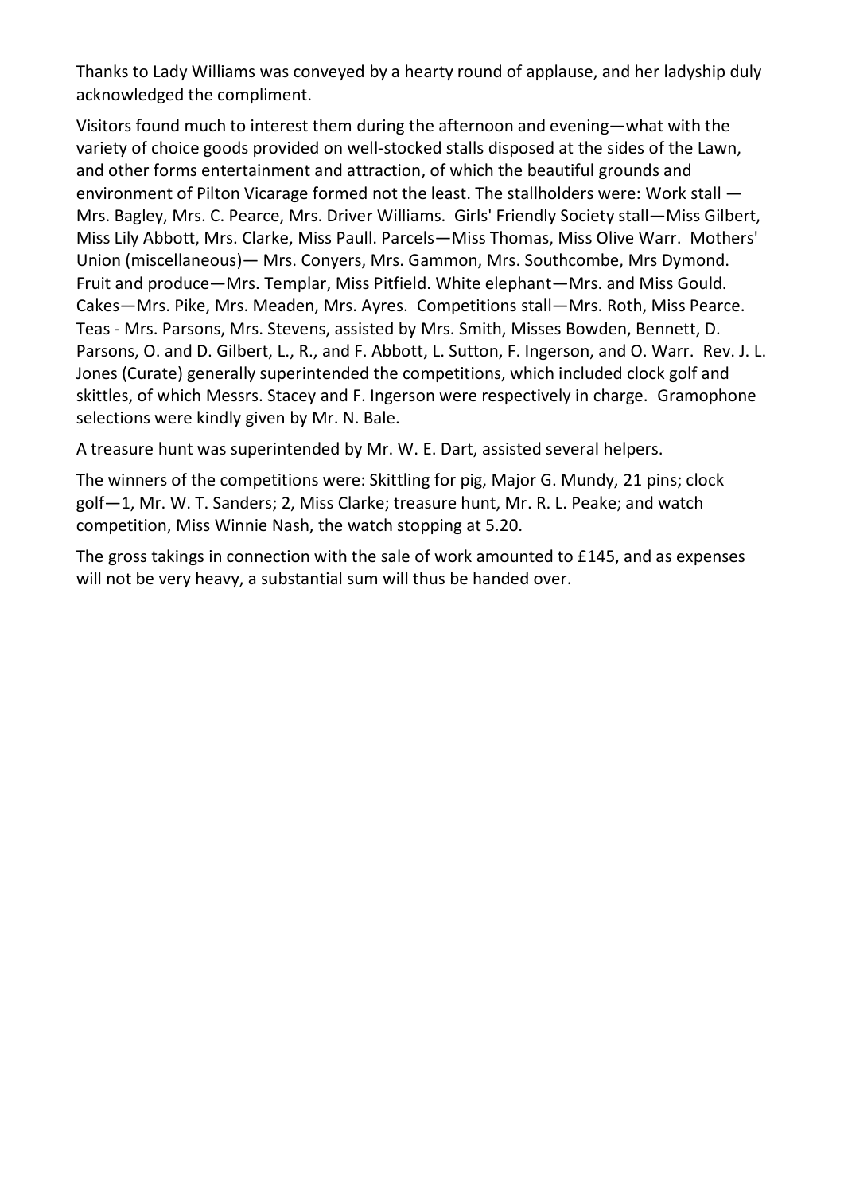Thanks to Lady Williams was conveyed by a hearty round of applause, and her ladyship duly acknowledged the compliment.

Visitors found much to interest them during the afternoon and evening—what with the variety of choice goods provided on well-stocked stalls disposed at the sides of the Lawn, and other forms entertainment and attraction, of which the beautiful grounds and environment of Pilton Vicarage formed not the least. The stallholders were: Work stall — Mrs. Bagley, Mrs. C. Pearce, Mrs. Driver Williams. Girls' Friendly Society stall—Miss Gilbert, Miss Lily Abbott, Mrs. Clarke, Miss Paull. Parcels—Miss Thomas, Miss Olive Warr. Mothers' Union (miscellaneous)— Mrs. Conyers, Mrs. Gammon, Mrs. Southcombe, Mrs Dymond. Fruit and produce—Mrs. Templar, Miss Pitfield. White elephant—Mrs. and Miss Gould. Cakes—Mrs. Pike, Mrs. Meaden, Mrs. Ayres. Competitions stall—Mrs. Roth, Miss Pearce. Teas - Mrs. Parsons, Mrs. Stevens, assisted by Mrs. Smith, Misses Bowden, Bennett, D. Parsons, O. and D. Gilbert, L., R., and F. Abbott, L. Sutton, F. Ingerson, and O. Warr. Rev. J. L. Jones (Curate) generally superintended the competitions, which included clock golf and skittles, of which Messrs. Stacey and F. Ingerson were respectively in charge. Gramophone selections were kindly given by Mr. N. Bale.

A treasure hunt was superintended by Mr. W. E. Dart, assisted several helpers.

The winners of the competitions were: Skittling for pig, Major G. Mundy, 21 pins; clock golf—1, Mr. W. T. Sanders; 2, Miss Clarke; treasure hunt, Mr. R. L. Peake; and watch competition, Miss Winnie Nash, the watch stopping at 5.20.

The gross takings in connection with the sale of work amounted to £145, and as expenses will not be very heavy, a substantial sum will thus be handed over.